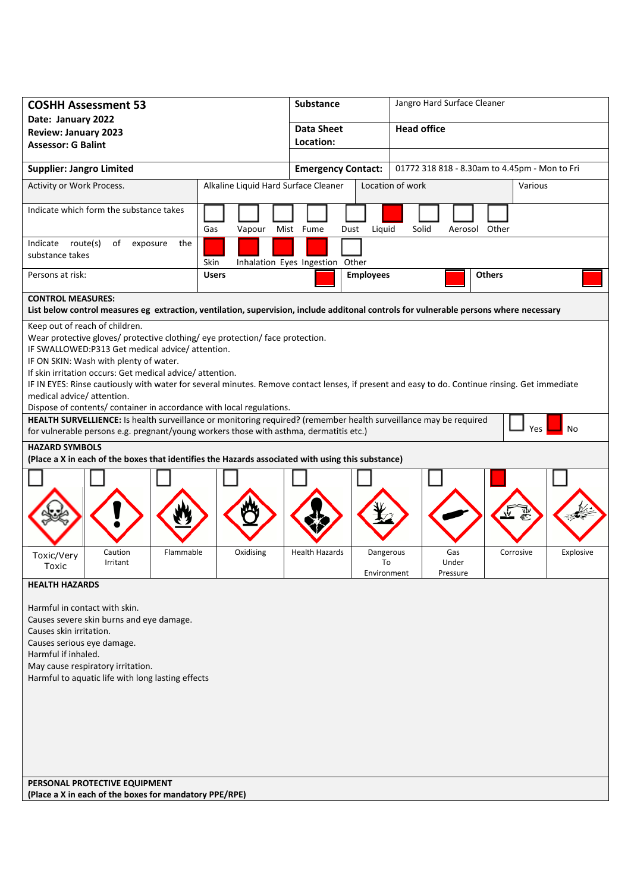| **COSHH Assessment 53**<br>**Date: January 2022**<br>**Review: January 2023**<br>**Assessor: G Balint** | **Substance** | Jangro Hard Surface Cleaner |
|---|---|---|
| | **Data Sheet Location:** | **Head office** |
| **Supplier: Jangro Limited** | **Emergency Contact:** | 01772 318 818 - 8.30am to 4.45pm - Mon to Fri |

| Activity or Work Process. | Alkaline Liquid Hard Surface Cleaner | Location of work | Various |
|---|---|---|---|

**Indicate which form the substance takes**

| Gas | Vapour | Mist | Fume | Dust | Liquid | Solid | Aerosol | Other |
|---|---|---|---|---|---|---|---|---|
| | | | | | X | | | |

**Indicate route(s) of exposure the substance takes**

| Skin | Inhalation | Eyes | Ingestion | Other |
|---|---|---|---|---|
| X | X | X | X | |

**Persons at risk:**

| Users | Employees | Others |
|---|---|---|
| X | X | X |

**CONTROL MEASURES:**
**List below control measures eg extraction, ventilation, supervision, include additonal controls for vulnerable persons where necessary**

Keep out of reach of children.
Wear protective gloves/ protective clothing/ eye protection/ face protection.
IF SWALLOWED:P313 Get medical advice/ attention.
IF ON SKIN: Wash with plenty of water.
If skin irritation occurs: Get medical advice/ attention.
IF IN EYES: Rinse cautiously with water for several minutes. Remove contact lenses, if present and easy to do. Continue rinsing. Get immediate medical advice/ attention.
Dispose of contents/ container in accordance with local regulations.

**HEALTH SURVELLIENCE:** Is health surveillance or monitoring required? (remember health surveillance may be required for vulnerable persons e.g. pregnant/young workers those with asthma, dermatitis etc.)

| Yes | No |
|---|---|
| | X |

**HAZARD SYMBOLS**
**(Place a X in each of the boxes that identifies the Hazards associated with using this substance)**

| Toxic/Very Toxic | Caution Irritant | Flammable | Oxidising | Health Hazards | Dangerous To Environment | Gas Under Pressure | Corrosive | Explosive |
|---|---|---|---|---|---|---|---|---|
| | | | | | | | X | |

**HEALTH HAZARDS**

Harmful in contact with skin.
Causes severe skin burns and eye damage.
Causes skin irritation.
Causes serious eye damage.
Harmful if inhaled.
May cause respiratory irritation.
Harmful to aquatic life with long lasting effects

**PERSONAL PROTECTIVE EQUIPMENT**
**(Place a X in each of the boxes for mandatory PPE/RPE)**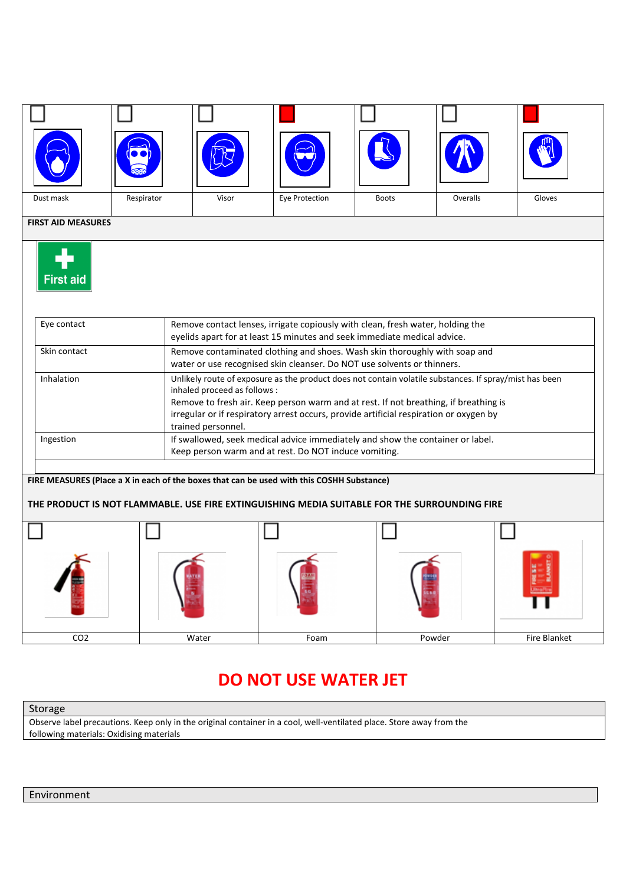| ☐ | ☐ | ☐ | ■ | ☐ | ☐ | ■ |
|---|---|---|---|---|---|---|
| Dust mask | Respirator | Visor | Eye Protection | Boots | Overalls | Gloves |

**FIRST AID MEASURES**

First aid

| | |
|---|---|
| Eye contact | Remove contact lenses, irrigate copiously with clean, fresh water, holding the eyelids apart for at least 15 minutes and seek immediate medical advice. |
| Skin contact | Remove contaminated clothing and shoes. Wash skin thoroughly with soap and water or use recognised skin cleanser. Do NOT use solvents or thinners. |
| Inhalation | Unlikely route of exposure as the product does not contain volatile substances. If spray/mist has been inhaled proceed as follows :<br>Remove to fresh air. Keep person warm and at rest. If not breathing, if breathing is irregular or if respiratory arrest occurs, provide artificial respiration or oxygen by trained personnel. |
| Ingestion | If swallowed, seek medical advice immediately and show the container or label.<br>Keep person warm and at rest. Do NOT induce vomiting. |
| | |

**FIRE MEASURES (Place a X in each of the boxes that can be used with this COSHH Substance)**

**THE PRODUCT IS NOT FLAMMABLE. USE FIRE EXTINGUISHING MEDIA SUITABLE FOR THE SURROUNDING FIRE**

| ☐ | ☐ | ☐ | ☐ | ☐ |
|---|---|---|---|---|
| CO2 | Water | Foam | Powder | Fire Blanket |

## DO NOT USE WATER JET

| Storage |
|---|
| Observe label precautions. Keep only in the original container in a cool, well-ventilated place. Store away from the following materials: Oxidising materials |

| Environment |
|---|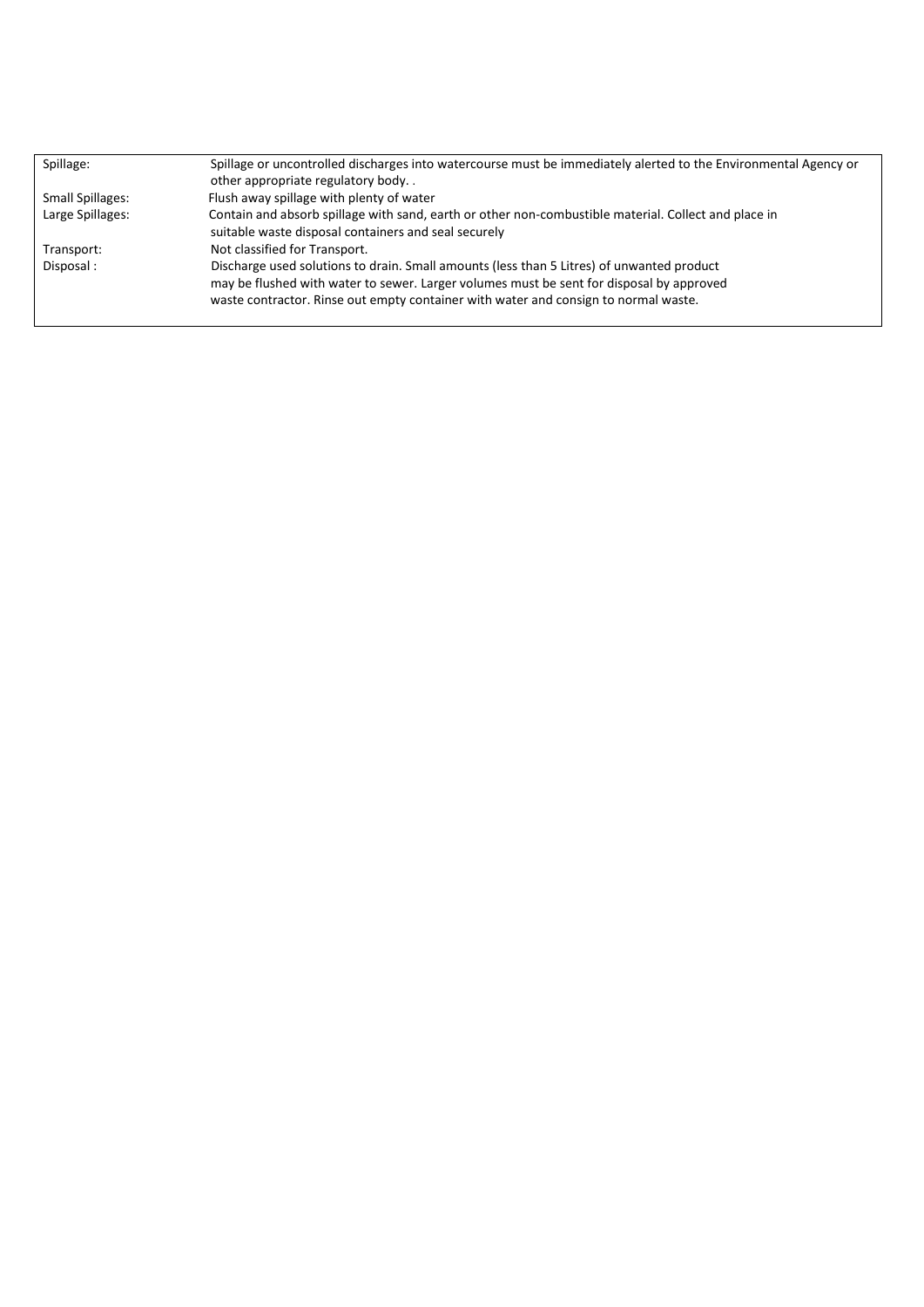| | |
| --- | --- |
| Spillage: | Spillage or uncontrolled discharges into watercourse must be immediately alerted to the Environmental Agency or other appropriate regulatory body. . |
| Small Spillages: | Flush away spillage with plenty of water |
| Large Spillages: | Contain and absorb spillage with sand, earth or other non-combustible material. Collect and place in suitable waste disposal containers and seal securely |
| Transport: | Not classified for Transport. |
| Disposal : | Discharge used solutions to drain. Small amounts (less than 5 Litres) of unwanted product may be flushed with water to sewer. Larger volumes must be sent for disposal by approved waste contractor. Rinse out empty container with water and consign to normal waste. |